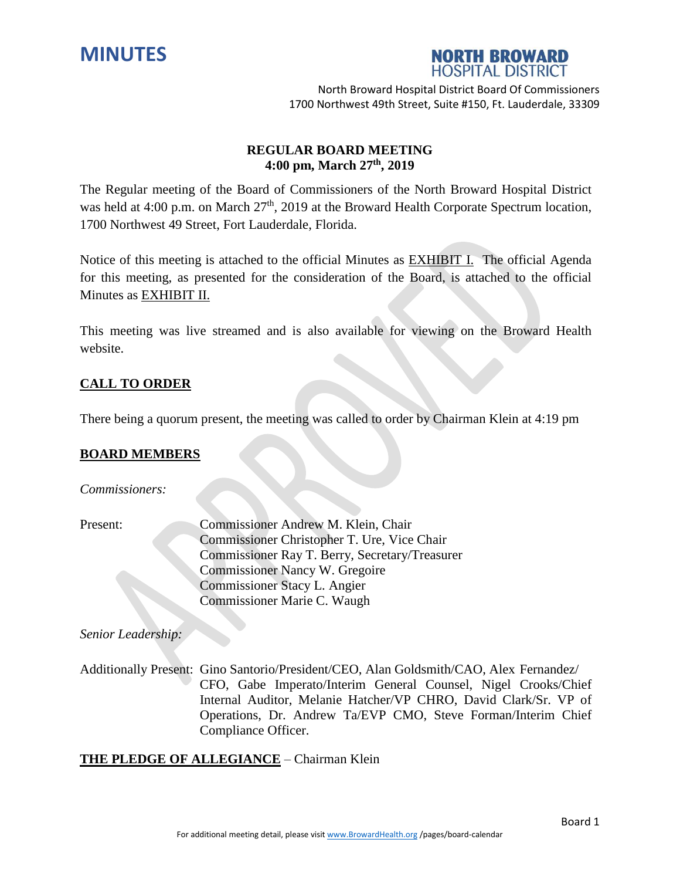# MINUTES

**NORTH BROWARD HOSPITAL DISTRICT**

North Broward Hospital District Board Of Commissioners
1700 Northwest 49th Street, Suite #150, Ft. Lauderdale, 33309

## REGULAR BOARD MEETING
### 4:00 pm, March 27th, 2019

The Regular meeting of the Board of Commissioners of the North Broward Hospital District was held at 4:00 p.m. on March 27th, 2019 at the Broward Health Corporate Spectrum location, 1700 Northwest 49 Street, Fort Lauderdale, Florida.

Notice of this meeting is attached to the official Minutes as EXHIBIT I. The official Agenda for this meeting, as presented for the consideration of the Board, is attached to the official Minutes as EXHIBIT II.

This meeting was live streamed and is also available for viewing on the Broward Health website.

## CALL TO ORDER

There being a quorum present, the meeting was called to order by Chairman Klein at 4:19 pm

## BOARD MEMBERS

*Commissioners:*

Present:
- Commissioner Andrew M. Klein, Chair
- Commissioner Christopher T. Ure, Vice Chair
- Commissioner Ray T. Berry, Secretary/Treasurer
- Commissioner Nancy W. Gregoire
- Commissioner Stacy L. Angier
- Commissioner Marie C. Waugh

*Senior Leadership:*

Additionally Present: Gino Santorio/President/CEO, Alan Goldsmith/CAO, Alex Fernandez/ CFO, Gabe Imperato/Interim General Counsel, Nigel Crooks/Chief Internal Auditor, Melanie Hatcher/VP CHRO, David Clark/Sr. VP of Operations, Dr. Andrew Ta/EVP CMO, Steve Forman/Interim Chief Compliance Officer.

**THE PLEDGE OF ALLEGIANCE** – Chairman Klein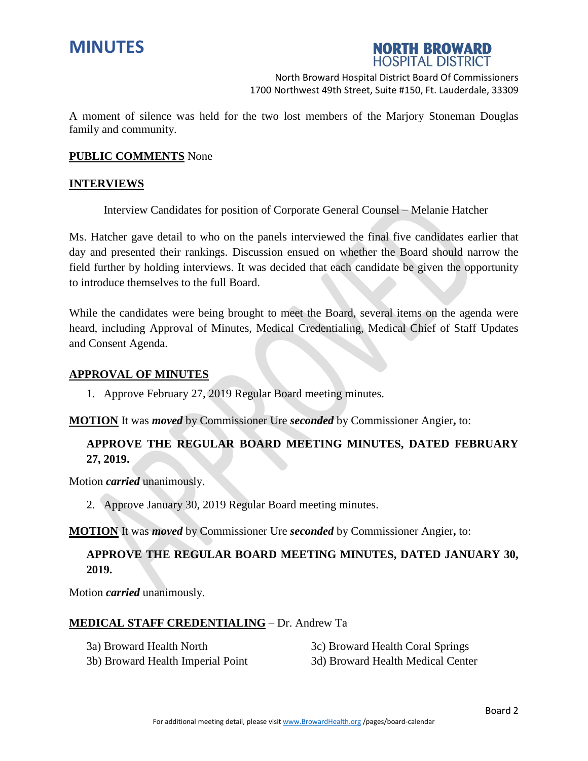A moment of silence was held for the two lost members of the Marjory Stoneman Douglas family and community.

**PUBLIC COMMENTS** None

**INTERVIEWS**

Interview Candidates for position of Corporate General Counsel – Melanie Hatcher

Ms. Hatcher gave detail to who on the panels interviewed the final five candidates earlier that day and presented their rankings. Discussion ensued on whether the Board should narrow the field further by holding interviews. It was decided that each candidate be given the opportunity to introduce themselves to the full Board.

While the candidates were being brought to meet the Board, several items on the agenda were heard, including Approval of Minutes, Medical Credentialing, Medical Chief of Staff Updates and Consent Agenda.

**APPROVAL OF MINUTES**

1. Approve February 27, 2019 Regular Board meeting minutes.

**MOTION** It was ***moved*** by Commissioner Ure ***seconded*** by Commissioner Angier**,** to:

**APPROVE THE REGULAR BOARD MEETING MINUTES, DATED FEBRUARY 27, 2019.**

Motion ***carried*** unanimously.

2. Approve January 30, 2019 Regular Board meeting minutes.

**MOTION** It was ***moved*** by Commissioner Ure ***seconded*** by Commissioner Angier**,** to:

**APPROVE THE REGULAR BOARD MEETING MINUTES, DATED JANUARY 30, 2019.**

Motion ***carried*** unanimously.

**MEDICAL STAFF CREDENTIALING** – Dr. Andrew Ta

3a) Broward Health North
3b) Broward Health Imperial Point
3c) Broward Health Coral Springs
3d) Broward Health Medical Center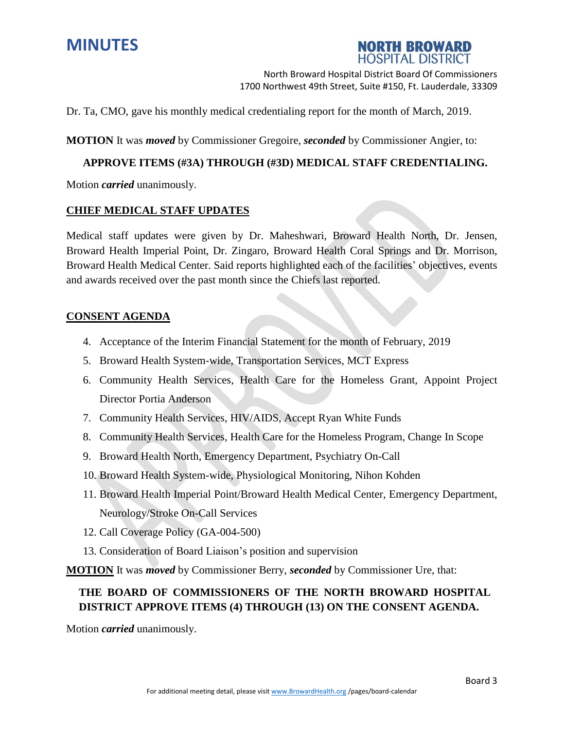Dr. Ta, CMO, gave his monthly medical credentialing report for the month of March, 2019.

**MOTION** It was ***moved*** by Commissioner Gregoire, ***seconded*** by Commissioner Angier, to:

**APPROVE ITEMS (#3A) THROUGH (#3D) MEDICAL STAFF CREDENTIALING.**

Motion ***carried*** unanimously.

## CHIEF MEDICAL STAFF UPDATES

Medical staff updates were given by Dr. Maheshwari, Broward Health North, Dr. Jensen, Broward Health Imperial Point, Dr. Zingaro, Broward Health Coral Springs and Dr. Morrison, Broward Health Medical Center. Said reports highlighted each of the facilities' objectives, events and awards received over the past month since the Chiefs last reported.

## CONSENT AGENDA

4. Acceptance of the Interim Financial Statement for the month of February, 2019
5. Broward Health System-wide, Transportation Services, MCT Express
6. Community Health Services, Health Care for the Homeless Grant, Appoint Project Director Portia Anderson
7. Community Health Services, HIV/AIDS, Accept Ryan White Funds
8. Community Health Services, Health Care for the Homeless Program, Change In Scope
9. Broward Health North, Emergency Department, Psychiatry On-Call
10. Broward Health System-wide, Physiological Monitoring, Nihon Kohden
11. Broward Health Imperial Point/Broward Health Medical Center, Emergency Department, Neurology/Stroke On-Call Services
12. Call Coverage Policy (GA-004-500)
13. Consideration of Board Liaison's position and supervision

**MOTION** It was ***moved*** by Commissioner Berry, ***seconded*** by Commissioner Ure, that:

**THE BOARD OF COMMISSIONERS OF THE NORTH BROWARD HOSPITAL DISTRICT APPROVE ITEMS (4) THROUGH (13) ON THE CONSENT AGENDA.**

Motion ***carried*** unanimously.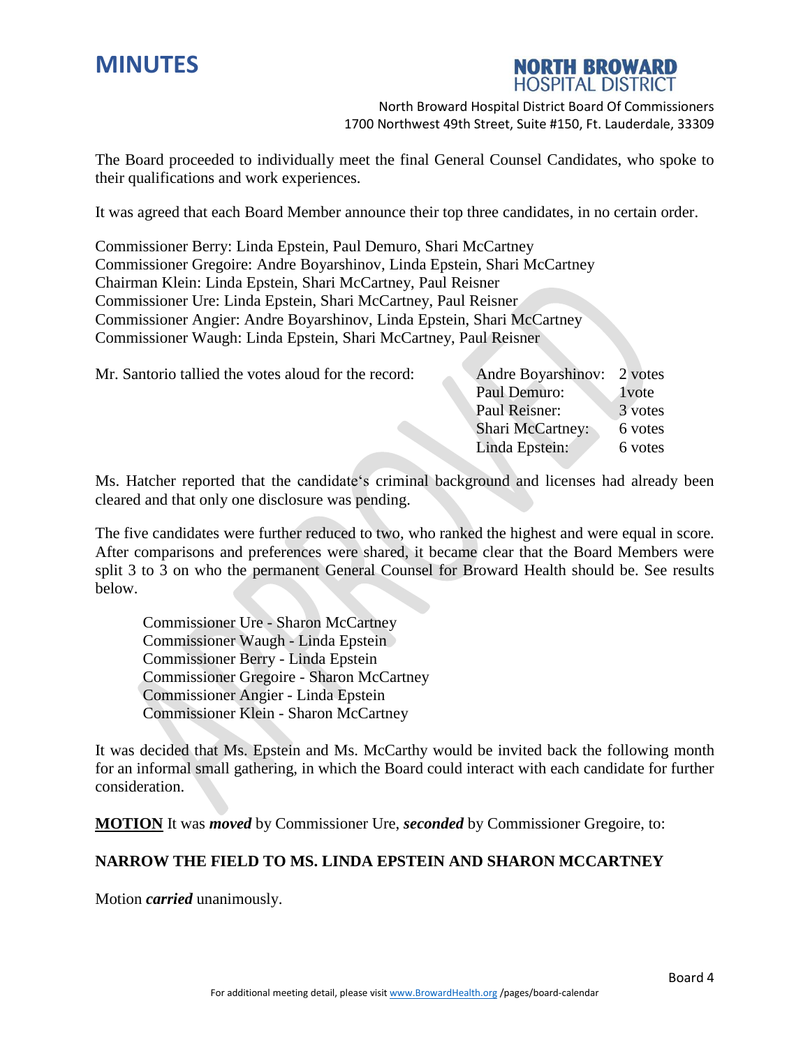The Board proceeded to individually meet the final General Counsel Candidates, who spoke to their qualifications and work experiences.

It was agreed that each Board Member announce their top three candidates, in no certain order.

Commissioner Berry: Linda Epstein, Paul Demuro, Shari McCartney
Commissioner Gregoire: Andre Boyarshinov, Linda Epstein, Shari McCartney
Chairman Klein: Linda Epstein, Shari McCartney, Paul Reisner
Commissioner Ure: Linda Epstein, Shari McCartney, Paul Reisner
Commissioner Angier: Andre Boyarshinov, Linda Epstein, Shari McCartney
Commissioner Waugh: Linda Epstein, Shari McCartney, Paul Reisner

Mr. Santorio tallied the votes aloud for the record:

| | |
|---|---|
| Andre Boyarshinov: | 2 votes |
| Paul Demuro: | 1vote |
| Paul Reisner: | 3 votes |
| Shari McCartney: | 6 votes |
| Linda Epstein: | 6 votes |

Ms. Hatcher reported that the candidate's criminal background and licenses had already been cleared and that only one disclosure was pending.

The five candidates were further reduced to two, who ranked the highest and were equal in score. After comparisons and preferences were shared, it became clear that the Board Members were split 3 to 3 on who the permanent General Counsel for Broward Health should be. See results below.

Commissioner Ure - Sharon McCartney
Commissioner Waugh - Linda Epstein
Commissioner Berry - Linda Epstein
Commissioner Gregoire - Sharon McCartney
Commissioner Angier - Linda Epstein
Commissioner Klein - Sharon McCartney

It was decided that Ms. Epstein and Ms. McCarthy would be invited back the following month for an informal small gathering, in which the Board could interact with each candidate for further consideration.

**MOTION** It was ***moved*** by Commissioner Ure, ***seconded*** by Commissioner Gregoire, to:

**NARROW THE FIELD TO MS. LINDA EPSTEIN AND SHARON MCCARTNEY**

Motion ***carried*** unanimously.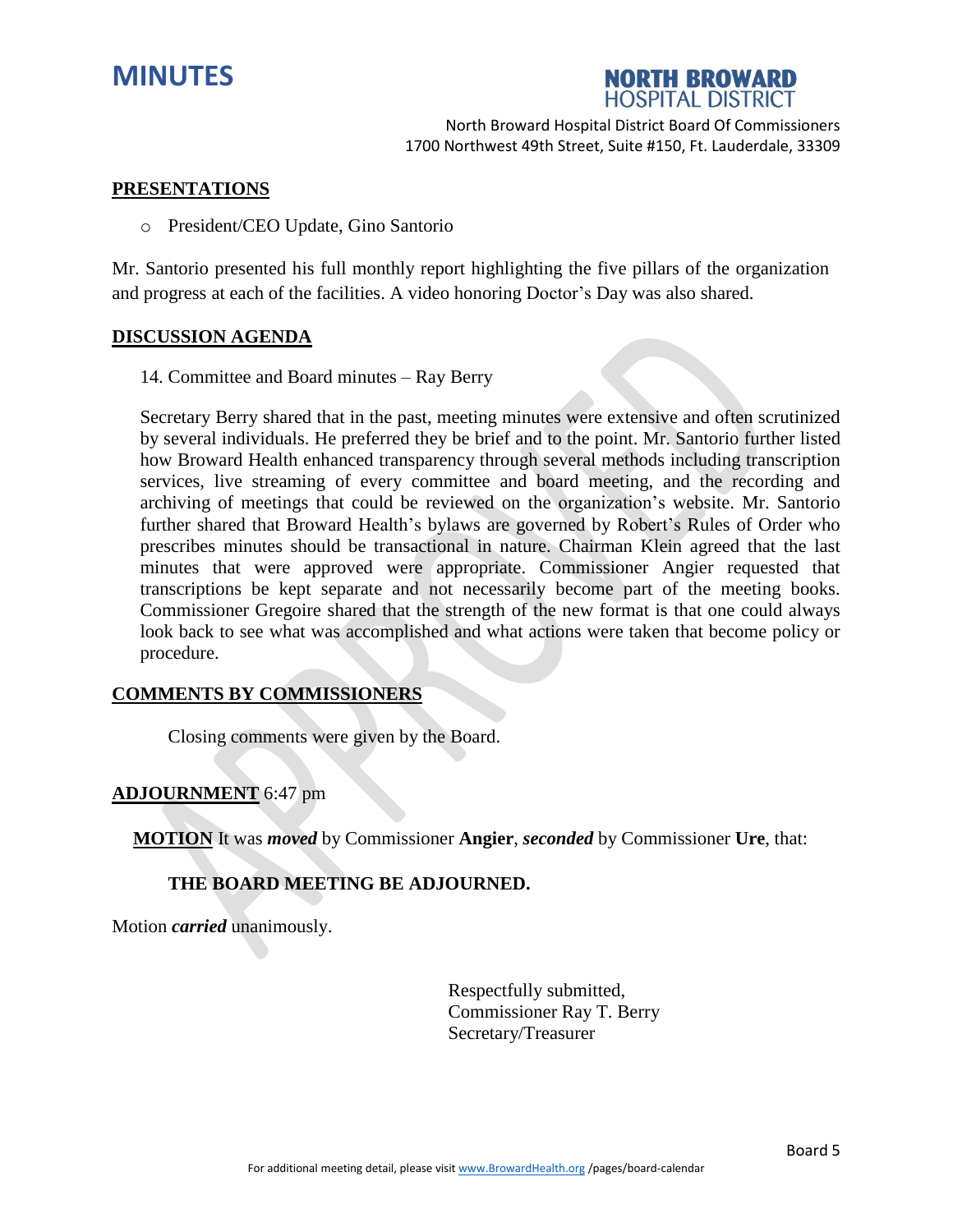## PRESENTATIONS

- President/CEO Update, Gino Santorio

Mr. Santorio presented his full monthly report highlighting the five pillars of the organization and progress at each of the facilities. A video honoring Doctor's Day was also shared.

## DISCUSSION AGENDA

14. Committee and Board minutes – Ray Berry

Secretary Berry shared that in the past, meeting minutes were extensive and often scrutinized by several individuals. He preferred they be brief and to the point. Mr. Santorio further listed how Broward Health enhanced transparency through several methods including transcription services, live streaming of every committee and board meeting, and the recording and archiving of meetings that could be reviewed on the organization's website. Mr. Santorio further shared that Broward Health's bylaws are governed by Robert's Rules of Order who prescribes minutes should be transactional in nature. Chairman Klein agreed that the last minutes that were approved were appropriate. Commissioner Angier requested that transcriptions be kept separate and not necessarily become part of the meeting books. Commissioner Gregoire shared that the strength of the new format is that one could always look back to see what was accomplished and what actions were taken that become policy or procedure.

## COMMENTS BY COMMISSIONERS

Closing comments were given by the Board.

## ADJOURNMENT 6:47 pm

**MOTION** It was ***moved*** by Commissioner **Angier**, ***seconded*** by Commissioner **Ure**, that:

**THE BOARD MEETING BE ADJOURNED.**

Motion ***carried*** unanimously.

Respectfully submitted,
Commissioner Ray T. Berry
Secretary/Treasurer

For additional meeting detail, please visit www.BrowardHealth.org /pages/board-calendar